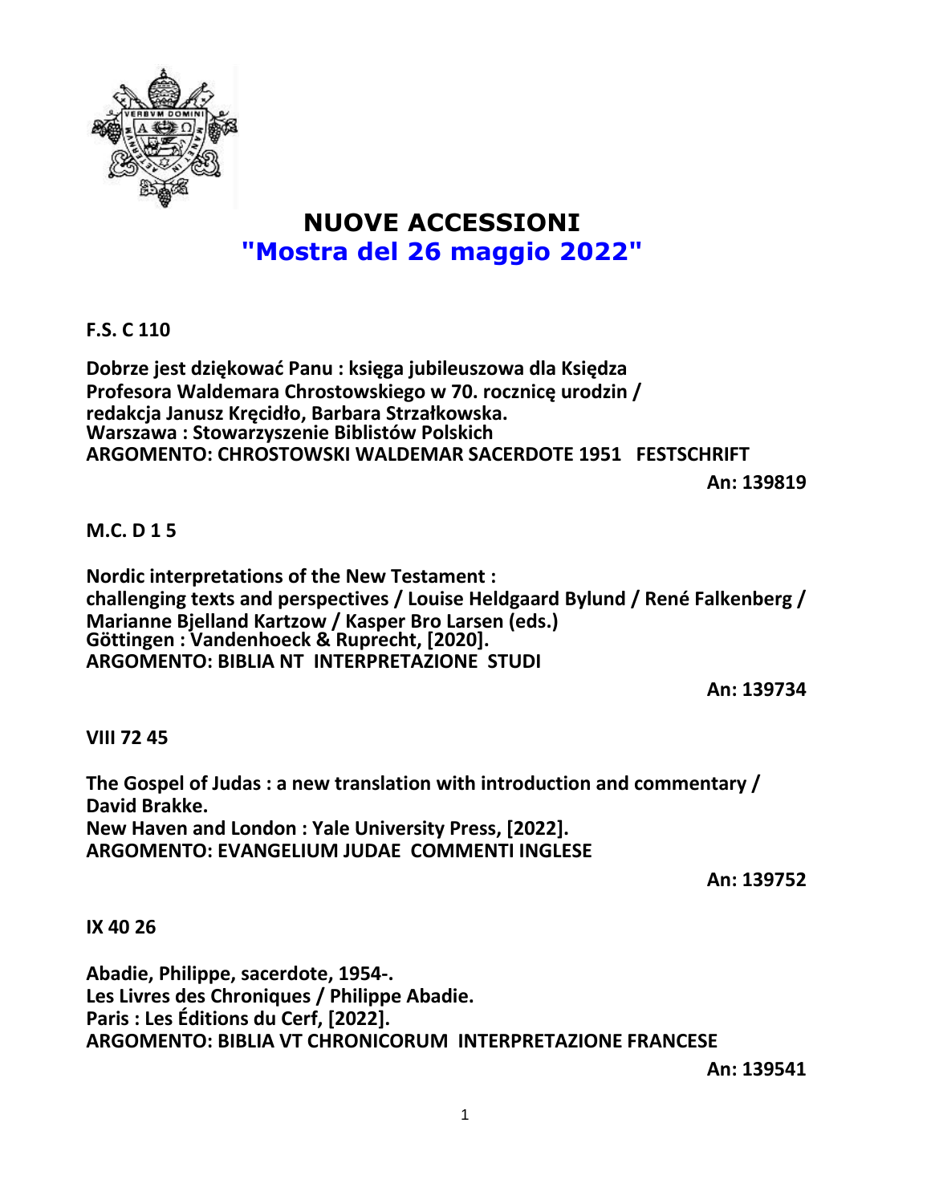# NUOVE ACCESSIONI
## "Mostra del 26 maggio 2022"

**F.S. C 110**

**Dobrze jest dziękować Panu : księga jubileuszowa dla Księdza Profesora Waldemara Chrostowskiego w 70. rocznicę urodzin / redakcja Janusz Kręcidło, Barbara Strzałkowska.**
**Warszawa : Stowarzyszenie Biblistów Polskich**
**ARGOMENTO: CHROSTOWSKI WALDEMAR SACERDOTE 1951 FESTSCHRIFT**

**An: 139819**

**M.C. D 1 5**

**Nordic interpretations of the New Testament : challenging texts and perspectives / Louise Heldgaard Bylund / René Falkenberg / Marianne Bjelland Kartzow / Kasper Bro Larsen (eds.)**
**Göttingen : Vandenhoeck & Ruprecht, [2020].**
**ARGOMENTO: BIBLIA NT INTERPRETAZIONE STUDI**

**An: 139734**

**VIII 72 45**

**The Gospel of Judas : a new translation with introduction and commentary / David Brakke.**
**New Haven and London : Yale University Press, [2022].**
**ARGOMENTO: EVANGELIUM JUDAE COMMENTI INGLESE**

**An: 139752**

**IX 40 26**

**Abadie, Philippe, sacerdote, 1954-.**
**Les Livres des Chroniques / Philippe Abadie.**
**Paris : Les Éditions du Cerf, [2022].**
**ARGOMENTO: BIBLIA VT CHRONICORUM INTERPRETAZIONE FRANCESE**

**An: 139541**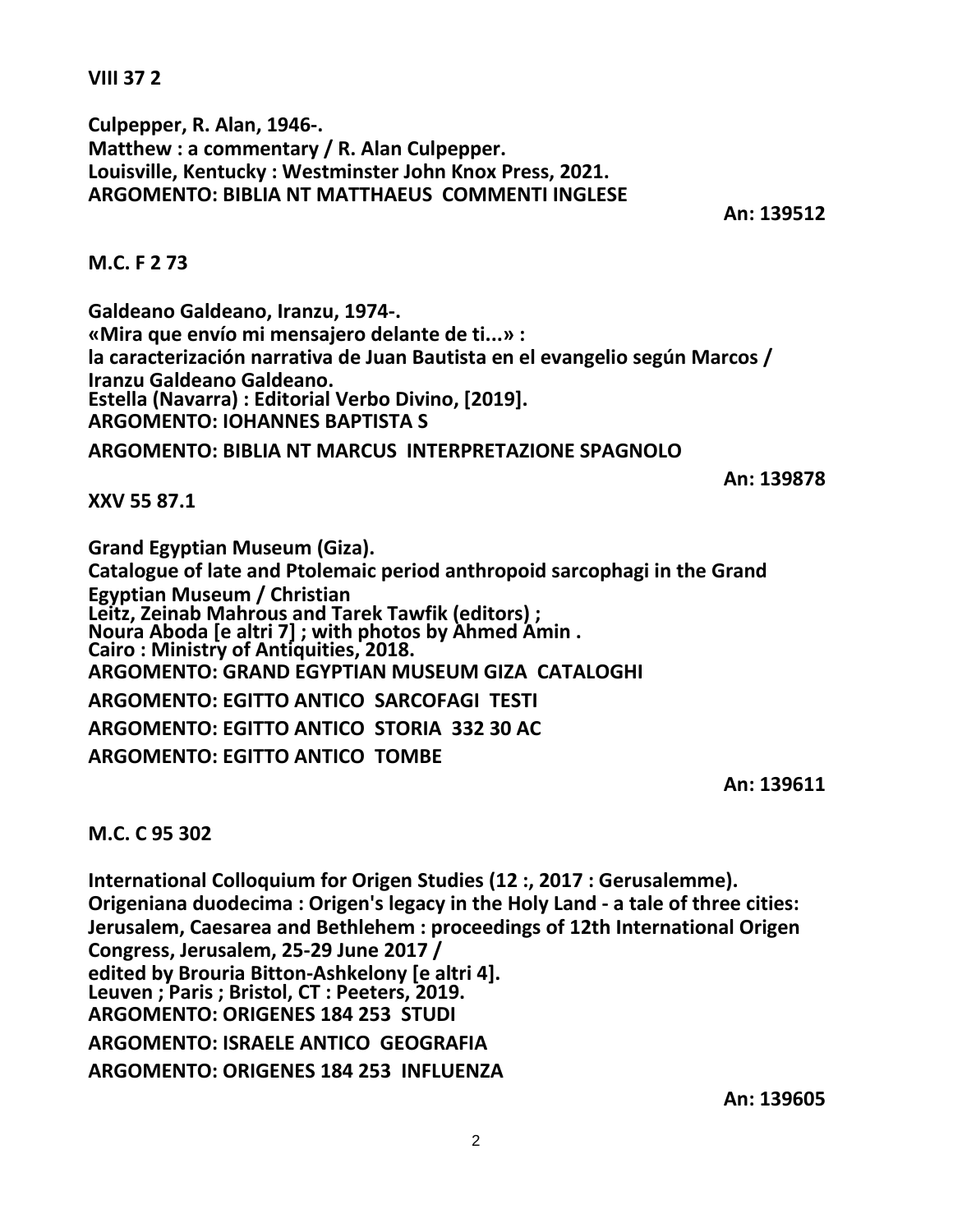**VIII 37 2**

**Culpepper, R. Alan, 1946-.**
**Matthew : a commentary / R. Alan Culpepper.**
**Louisville, Kentucky : Westminster John Knox Press, 2021.**
**ARGOMENTO: BIBLIA NT MATTHAEUS COMMENTI INGLESE**

**An: 139512**

**M.C. F 2 73**

**Galdeano Galdeano, Iranzu, 1974-.**
**«Mira que envío mi mensajero delante de ti...» :**
**la caracterización narrativa de Juan Bautista en el evangelio según Marcos /**
**Iranzu Galdeano Galdeano.**
**Estella (Navarra) : Editorial Verbo Divino, [2019].**
**ARGOMENTO: IOHANNES BAPTISTA S**

**ARGOMENTO: BIBLIA NT MARCUS INTERPRETAZIONE SPAGNOLO**

**An: 139878**

**XXV 55 87.1**

**Grand Egyptian Museum (Giza).**
**Catalogue of late and Ptolemaic period anthropoid sarcophagi in the Grand Egyptian Museum / Christian Leitz, Zeinab Mahrous and Tarek Tawfik (editors) ;**
**Noura Aboda [e altri 7] ; with photos by Ahmed Amin .**
**Cairo : Ministry of Antiquities, 2018.**
**ARGOMENTO: GRAND EGYPTIAN MUSEUM GIZA CATALOGHI**

**ARGOMENTO: EGITTO ANTICO SARCOFAGI TESTI**

**ARGOMENTO: EGITTO ANTICO STORIA 332 30 AC**

**ARGOMENTO: EGITTO ANTICO TOMBE**

**An: 139611**

**M.C. C 95 302**

**International Colloquium for Origen Studies (12 :, 2017 : Gerusalemme).**
**Origeniana duodecima : Origen's legacy in the Holy Land - a tale of three cities: Jerusalem, Caesarea and Bethlehem : proceedings of 12th International Origen Congress, Jerusalem, 25-29 June 2017 /**
**edited by Brouria Bitton-Ashkelony [e altri 4].**
**Leuven ; Paris ; Bristol, CT : Peeters, 2019.**
**ARGOMENTO: ORIGENES 184 253 STUDI**

**ARGOMENTO: ISRAELE ANTICO GEOGRAFIA**

**ARGOMENTO: ORIGENES 184 253 INFLUENZA**

**An: 139605**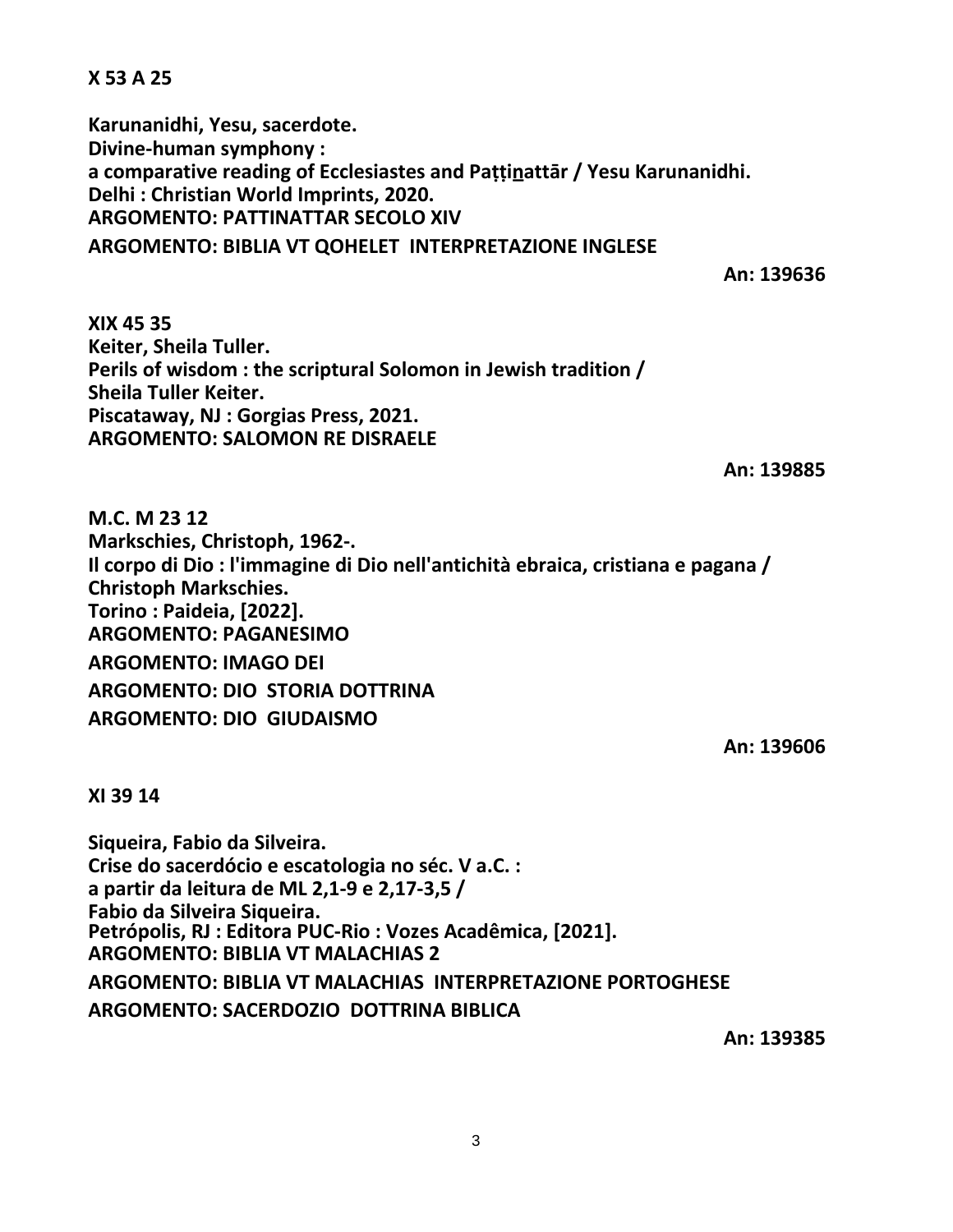**X 53 A 25**

**Karunanidhi, Yesu, sacerdote.**
**Divine-human symphony :**
**a comparative reading of Ecclesiastes and Paṭṭiṉattār / Yesu Karunanidhi.**
**Delhi : Christian World Imprints, 2020.**
**ARGOMENTO: PATTINATTAR SECOLO XIV**
**ARGOMENTO: BIBLIA VT QOHELET INTERPRETAZIONE INGLESE**

**An: 139636**

**XIX 45 35**
**Keiter, Sheila Tuller.**
**Perils of wisdom : the scriptural Solomon in Jewish tradition /**
**Sheila Tuller Keiter.**
**Piscataway, NJ : Gorgias Press, 2021.**
**ARGOMENTO: SALOMON RE DISRAELE**

**An: 139885**

**M.C. M 23 12**
**Markschies, Christoph, 1962-.**
**Il corpo di Dio : l'immagine di Dio nell'antichità ebraica, cristiana e pagana /**
**Christoph Markschies.**
**Torino : Paideia, [2022].**
**ARGOMENTO: PAGANESIMO**
**ARGOMENTO: IMAGO DEI**
**ARGOMENTO: DIO STORIA DOTTRINA**
**ARGOMENTO: DIO GIUDAISMO**

**An: 139606**

**XI 39 14**

**Siqueira, Fabio da Silveira.**
**Crise do sacerdócio e escatologia no séc. V a.C. :**
**a partir da leitura de ML 2,1-9 e 2,17-3,5 /**
**Fabio da Silveira Siqueira.**
**Petrópolis, RJ : Editora PUC-Rio : Vozes Acadêmica, [2021].**
**ARGOMENTO: BIBLIA VT MALACHIAS 2**
**ARGOMENTO: BIBLIA VT MALACHIAS INTERPRETAZIONE PORTOGHESE**
**ARGOMENTO: SACERDOZIO DOTTRINA BIBLICA**

**An: 139385**